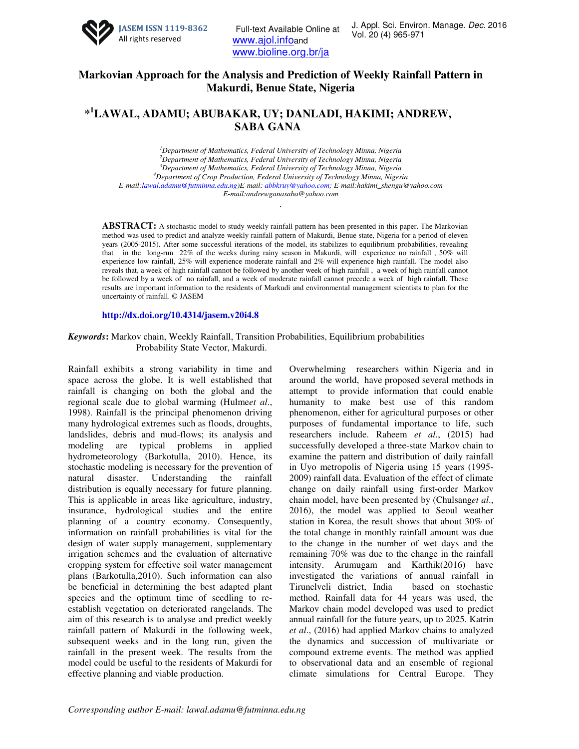# Markovian Approach for the Analysis and Prediction of Weekly Rainfall Pattern in Makurdi, Benue State, Nigeria

## *[1]LAWAL, ADAMU; ABUBAKAR, UY; DANLADI, HAKIMI; ANDREW, SABA GANA

[1]*Department of Mathematics, Federal University of Technology Minna, Nigeria*
[2]*Department of Mathematics, Federal University of Technology Minna, Nigeria*
[3]*Department of Mathematics, Federal University of Technology Minna, Nigeria*
[4]*Department of Crop Production, Federal University of Technology Minna, Nigeria*
*E-mail:lawal.adamu@futminna.edu.ng)E-mail: abbkruy@yahoo.com; E-mail:hakimi_shengu@yahoo.com*
*E-mail:andrewganasaba@yahoo.com*

**ABSTRACT:** A stochastic model to study weekly rainfall pattern has been presented in this paper. The Markovian method was used to predict and analyze weekly rainfall pattern of Makurdi, Benue state, Nigeria for a period of eleven years (2005-2015). After some successful iterations of the model, its stabilizes to equilibrium probabilities, revealing that in the long-run 22% of the weeks during rainy season in Makurdi, will experience no rainfall , 50% will experience low rainfall, 25% will experience moderate rainfall and 2% will experience high rainfall. The model also reveals that, a week of high rainfall cannot be followed by another week of high rainfall , a week of high rainfall cannot be followed by a week of no rainfall, and a week of moderate rainfall cannot precede a week of high rainfall. These results are important information to the residents of Markudi and environmental management scientists to plan for the uncertainty of rainfall. © JASEM

**http://dx.doi.org/10.4314/jasem.v20i4.8**

***Keywords*:** Markov chain, Weekly Rainfall, Transition Probabilities, Equilibrium probabilities Probability State Vector, Makurdi.

Rainfall exhibits a strong variability in time and space across the globe. It is well established that rainfall is changing on both the global and the regional scale due to global warming (Hulme*et al*., 1998). Rainfall is the principal phenomenon driving many hydrological extremes such as floods, droughts, landslides, debris and mud-flows; its analysis and modeling are typical problems in applied hydrometeorology (Barkotulla, 2010). Hence, its stochastic modeling is necessary for the prevention of natural disaster. Understanding the rainfall distribution is equally necessary for future planning. This is applicable in areas like agriculture, industry, insurance, hydrological studies and the entire planning of a country economy. Consequently, information on rainfall probabilities is vital for the design of water supply management, supplementary irrigation schemes and the evaluation of alternative cropping system for effective soil water management plans (Barkotulla,2010). Such information can also be beneficial in determining the best adapted plant species and the optimum time of seedling to re-establish vegetation on deteriorated rangelands. The aim of this research is to analyse and predict weekly rainfall pattern of Makurdi in the following week, subsequent weeks and in the long run, given the rainfall in the present week. The results from the model could be useful to the residents of Makurdi for effective planning and viable production.

Overwhelming researchers within Nigeria and in around the world, have proposed several methods in attempt to provide information that could enable humanity to make best use of this random phenomenon, either for agricultural purposes or other purposes of fundamental importance to life, such researchers include. Raheem *et al*., (2015) had successfully developed a three-state Markov chain to examine the pattern and distribution of daily rainfall in Uyo metropolis of Nigeria using 15 years (1995-2009) rainfall data. Evaluation of the effect of climate change on daily rainfall using first-order Markov chain model, have been presented by (Chulsang*et al*., 2016), the model was applied to Seoul weather station in Korea, the result shows that about 30% of the total change in monthly rainfall amount was due to the change in the number of wet days and the remaining 70% was due to the change in the rainfall intensity. Arumugam and Karthik(2016) have investigated the variations of annual rainfall in Tirunelveli district, India based on stochastic method. Rainfall data for 44 years was used, the Markov chain model developed was used to predict annual rainfall for the future years, up to 2025. Katrin *et al*., (2016) had applied Markov chains to analyzed the dynamics and succession of multivariate or compound extreme events. The method was applied to observational data and an ensemble of regional climate simulations for Central Europe. They

*Corresponding author E-mail: lawal.adamu@futminna.edu.ng*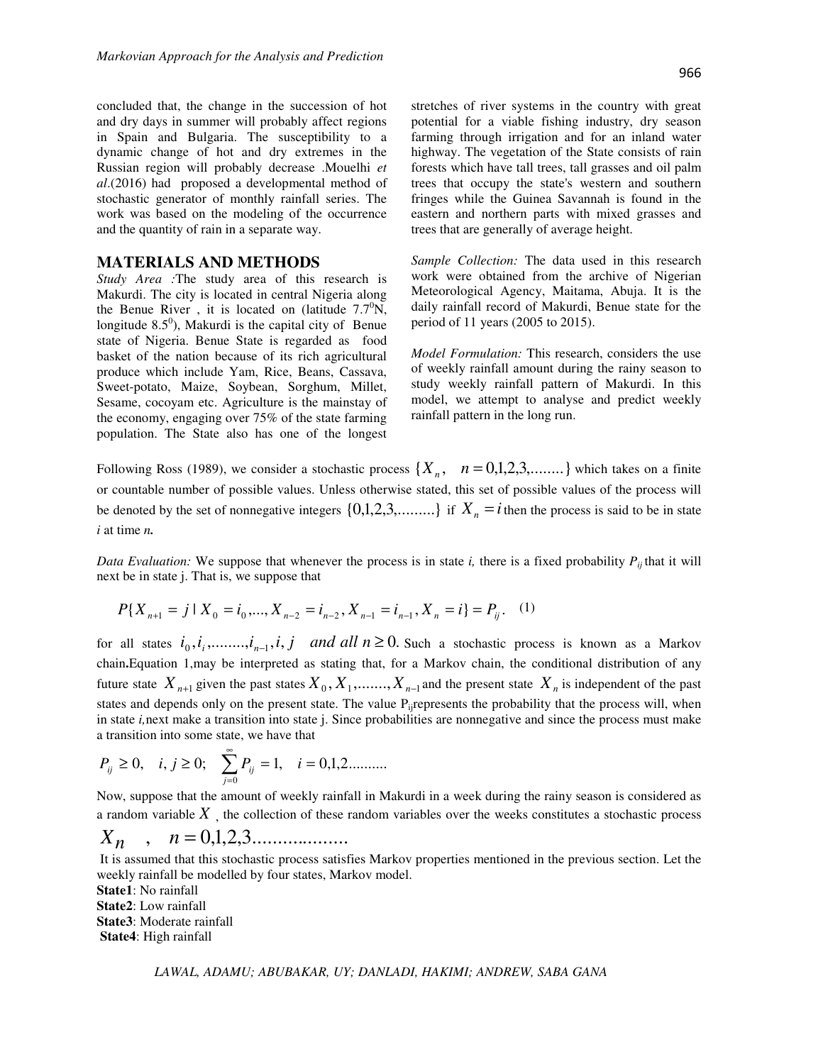concluded that, the change in the succession of hot and dry days in summer will probably affect regions in Spain and Bulgaria. The susceptibility to a dynamic change of hot and dry extremes in the Russian region will probably decrease .Mouelhi *et al*.(2016) had proposed a developmental method of stochastic generator of monthly rainfall series. The work was based on the modeling of the occurrence and the quantity of rain in a separate way.

## MATERIALS AND METHODS

*Study Area :*The study area of this research is Makurdi. The city is located in central Nigeria along the Benue River , it is located on (latitude $7.7^0$N, longitude $8.5^0$), Makurdi is the capital city of Benue state of Nigeria. Benue State is regarded as food basket of the nation because of its rich agricultural produce which include Yam, Rice, Beans, Cassava, Sweet-potato, Maize, Soybean, Sorghum, Millet, Sesame, cocoyam etc. Agriculture is the mainstay of the economy, engaging over 75% of the state farming population. The State also has one of the longest stretches of river systems in the country with great potential for a viable fishing industry, dry season farming through irrigation and for an inland water highway. The vegetation of the State consists of rain forests which have tall trees, tall grasses and oil palm trees that occupy the state's western and southern fringes while the Guinea Savannah is found in the eastern and northern parts with mixed grasses and trees that are generally of average height.

*Sample Collection:* The data used in this research work were obtained from the archive of Nigerian Meteorological Agency, Maitama, Abuja. It is the daily rainfall record of Makurdi, Benue state for the period of 11 years (2005 to 2015).

*Model Formulation:* This research, considers the use of weekly rainfall amount during the rainy season to study weekly rainfall pattern of Makurdi. In this model, we attempt to analyse and predict weekly rainfall pattern in the long run.

Following Ross (1989), we consider a stochastic process $\{X_n, \quad n = 0,1,2,3,........\}$ which takes on a finite or countable number of possible values. Unless otherwise stated, this set of possible values of the process will be denoted by the set of nonnegative integers $\{0,1,2,3,.........\}$ if $X_n = i$ then the process is said to be in state *i* at time ***n*.**

*Data Evaluation:* We suppose that whenever the process is in state *i,* there is a fixed probability $P_{ij}$ that it will next be in state j. That is, we suppose that

$$P\{X_{n+1} = j \mid X_0 = i_0,..., X_{n-2} = i_{n-2}, X_{n-1} = i_{n-1}, X_n = i\} = P_{ij}. \quad (1)$$

for all states $i_0, i_i,........, i_{n-1}, i, j \quad and\ all\ n \geq 0.$ Such a stochastic process is known as a Markov chain**.**Equation 1,may be interpreted as stating that, for a Markov chain, the conditional distribution of any future state $X_{n+1}$ given the past states $X_0, X_1,........, X_{n-1}$ and the present state $X_n$ is independent of the past states and depends only on the present state. The value $P_{ij}$represents the probability that the process will, when in state *i,*next make a transition into state j. Since probabilities are nonnegative and since the process must make a transition into some state, we have that

$$P_{ij} \geq 0, \quad i, j \geq 0; \quad \sum_{j=0}^{\infty} P_{ij} = 1, \quad i = 0,1,2..........$$

Now, suppose that the amount of weekly rainfall in Makurdi in a week during the rainy season is considered as a random variable $X$ , the collection of these random variables over the weeks constitutes a stochastic process

$$X_n \quad , \quad n = 0,1,2,3....................$$

It is assumed that this stochastic process satisfies Markov properties mentioned in the previous section. Let the weekly rainfall be modelled by four states, Markov model.

**State1**: No rainfall
**State2**: Low rainfall
**State3**: Moderate rainfall
**State4**: High rainfall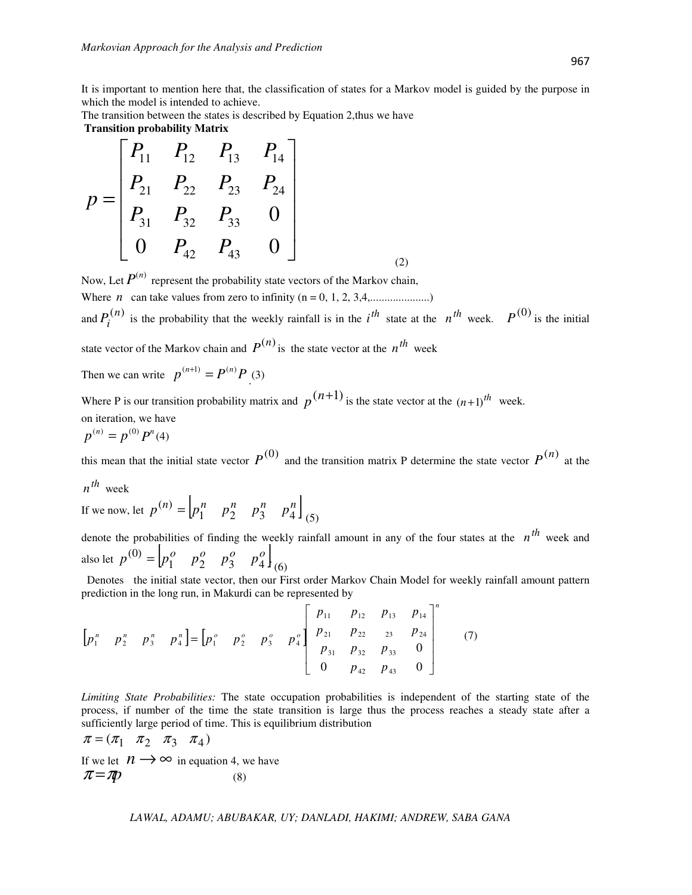It is important to mention here that, the classification of states for a Markov model is guided by the purpose in which the model is intended to achieve.

The transition between the states is described by Equation 2,thus we have

**Transition probability Matrix**

$$p = \begin{bmatrix} P_{11} & P_{12} & P_{13} & P_{14} \\ P_{21} & P_{22} & P_{23} & P_{24} \\ P_{31} & P_{32} & P_{33} & 0 \\ 0 & P_{42} & P_{43} & 0 \end{bmatrix} \quad (2)$$

Now, Let $P^{(n)}$ represent the probability state vectors of the Markov chain,

Where $n$ can take values from zero to infinity (n = 0, 1, 2, 3,4,....................)

and $P_i^{(n)}$ is the probability that the weekly rainfall is in the $i^{th}$ state at the $n^{th}$ week. $P^{(0)}$ is the initial state vector of the Markov chain and $P^{(n)}$ is the state vector at the $n^{th}$ week

Then we can write $p^{(n+1)} = P^{(n)}P$ . (3)

Where P is our transition probability matrix and $p^{(n+1)}$ is the state vector at the $(n+1)^{th}$ week.

on iteration, we have

$$p^{(n)} = p^{(0)}P^n \quad (4)$$

this mean that the initial state vector $P^{(0)}$ and the transition matrix P determine the state vector $P^{(n)}$ at the $n^{th}$ week

If we now, let $p^{(n)} = \begin{bmatrix} p_1^n & p_2^n & p_3^n & p_4^n \end{bmatrix}$ (5)

denote the probabilities of finding the weekly rainfall amount in any of the four states at the $n^{th}$ week and also let $p^{(0)} = \begin{bmatrix} p_1^o & p_2^o & p_3^o & p_4^o \end{bmatrix}$ (6)

Denotes the initial state vector, then our First order Markov Chain Model for weekly rainfall amount pattern prediction in the long run, in Makurdi can be represented by

$$\begin{bmatrix} p_1^n & p_2^n & p_3^n & p_4^n \end{bmatrix} = \begin{bmatrix} p_1^o & p_2^o & p_3^o & p_4^o \end{bmatrix} \begin{bmatrix} p_{11} & p_{12} & p_{13} & p_{14} \\ p_{21} & p_{22} & _{23} & p_{24} \\ p_{31} & p_{32} & p_{33} & 0 \\ 0 & p_{42} & p_{43} & 0 \end{bmatrix}^n \quad (7)$$

*Limiting State Probabilities:* The state occupation probabilities is independent of the starting state of the process, if number of the time the state transition is large thus the process reaches a steady state after a sufficiently large period of time. This is equilibrium distribution

$$\pi = (\pi_1 \quad \pi_2 \quad \pi_3 \quad \pi_4)$$

If we let $n \longrightarrow \infty$ in equation 4, we have

$$\pi = \pi p \quad (8)$$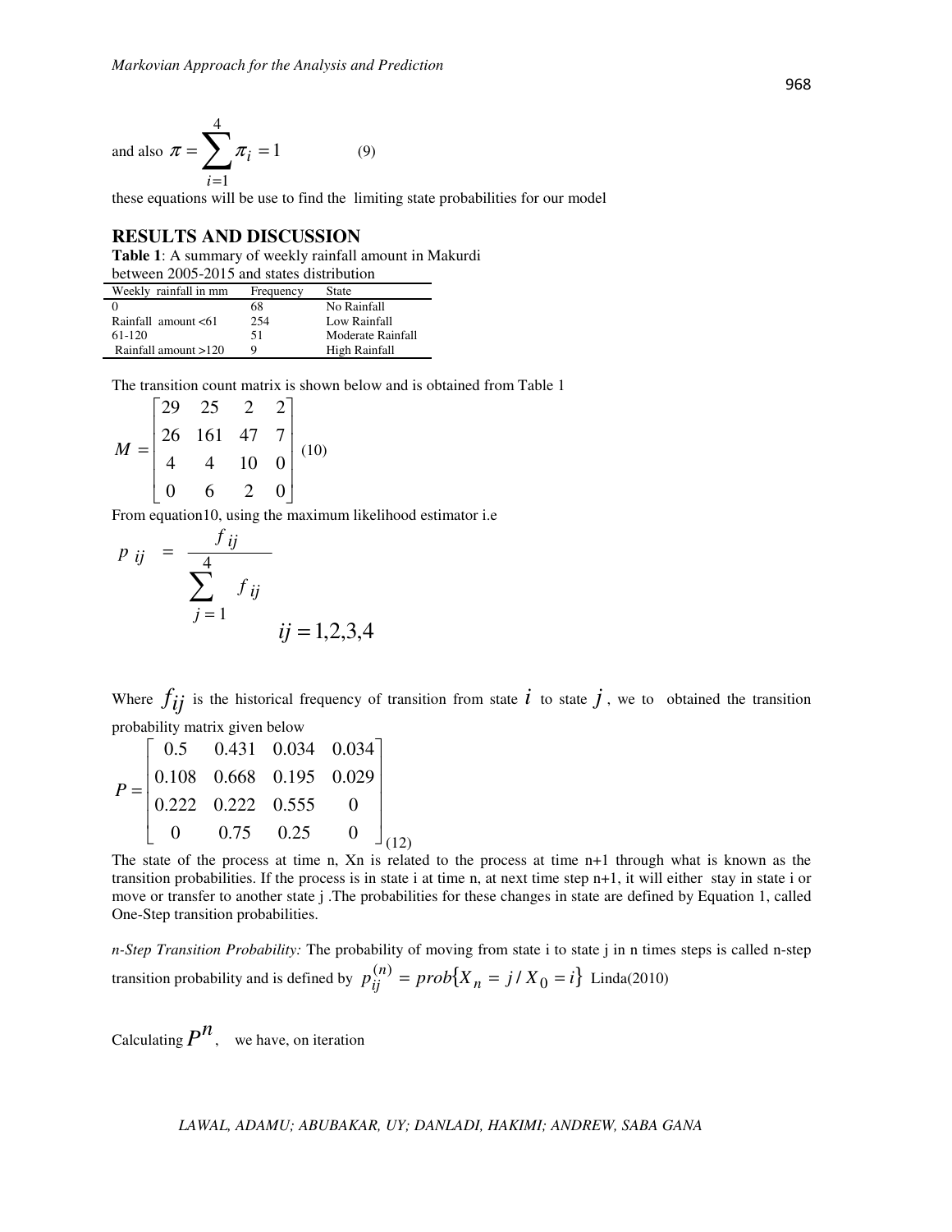and also $\pi = \sum_{i=1}^{4} \pi_i = 1$ (9)

these equations will be use to find the limiting state probabilities for our model

## RESULTS AND DISCUSSION

**Table 1**: A summary of weekly rainfall amount in Makurdi between 2005-2015 and states distribution

| Weekly rainfall in mm | Frequency | State |
|---|---|---|
| 0 | 68 | No Rainfall |
| Rainfall amount <61 | 254 | Low Rainfall |
| 61-120 | 51 | Moderate Rainfall |
| Rainfall amount >120 | 9 | High Rainfall |

The transition count matrix is shown below and is obtained from Table 1

$$M = \begin{bmatrix} 29 & 25 & 2 & 2 \\ 26 & 161 & 47 & 7 \\ 4 & 4 & 10 & 0 \\ 0 & 6 & 2 & 0 \end{bmatrix} \quad (10)$$

From equation10, using the maximum likelihood estimator i.e

$$p_{ij} = \frac{f_{ij}}{\sum_{j=1}^{4} f_{ij}} \qquad ij = 1,2,3,4$$

Where $f_{ij}$ is the historical frequency of transition from state $i$ to state $j$, we to obtained the transition probability matrix given below

$$P = \begin{bmatrix} 0.5 & 0.431 & 0.034 & 0.034 \\ 0.108 & 0.668 & 0.195 & 0.029 \\ 0.222 & 0.222 & 0.555 & 0 \\ 0 & 0.75 & 0.25 & 0 \end{bmatrix} \quad (12)$$

The state of the process at time n, Xn is related to the process at time n+1 through what is known as the transition probabilities. If the process is in state i at time n, at next time step n+1, it will either stay in state i or move or transfer to another state j .The probabilities for these changes in state are defined by Equation 1, called One-Step transition probabilities.

*n-Step Transition Probability:* The probability of moving from state i to state j in n times steps is called n-step transition probability and is defined by $p_{ij}^{(n)} = prob\{X_n = j / X_0 = i\}$ Linda(2010)

Calculating $P^n$, we have, on iteration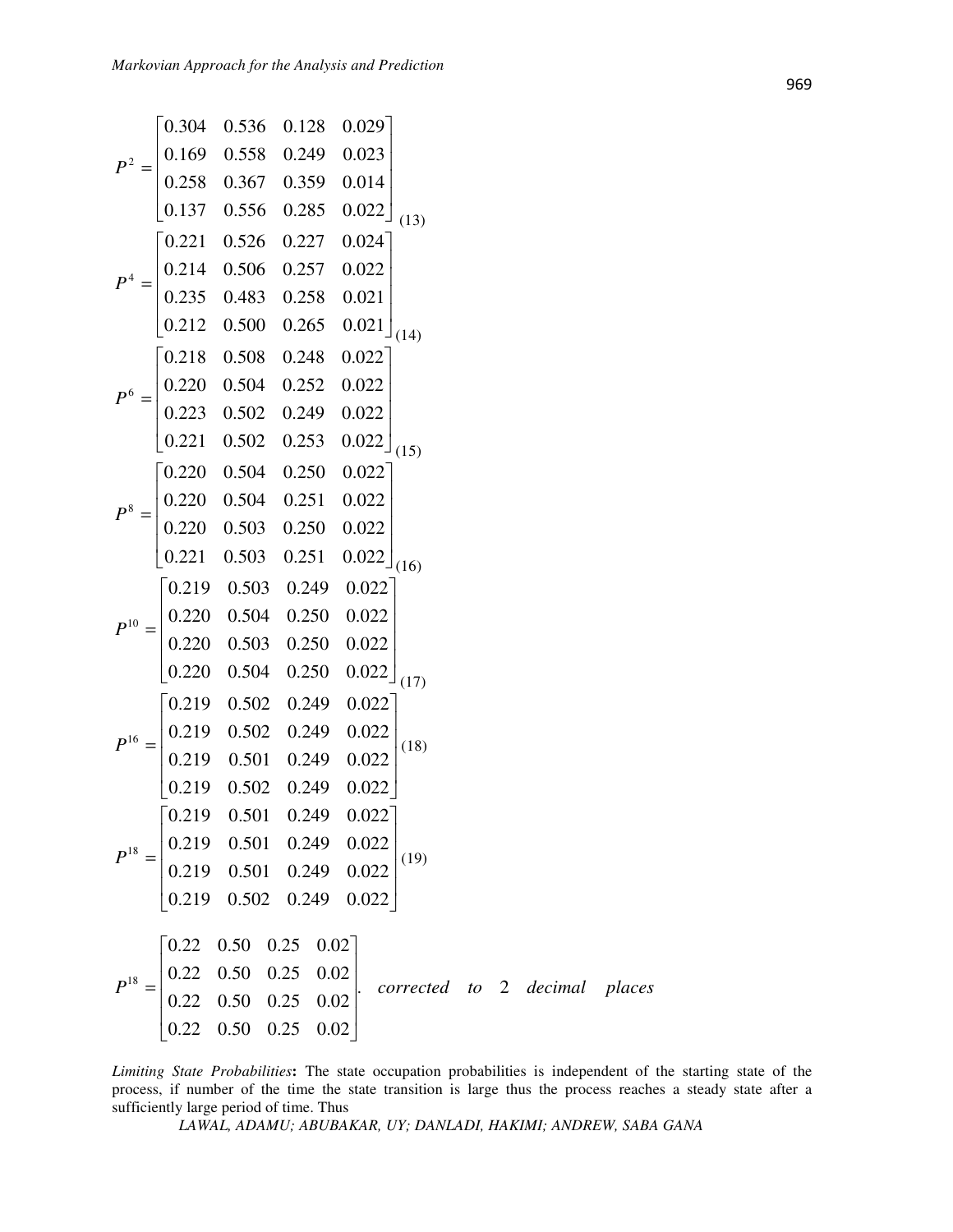$$P^2 = \begin{bmatrix} 0.304 & 0.536 & 0.128 & 0.029 \\ 0.169 & 0.558 & 0.249 & 0.023 \\ 0.258 & 0.367 & 0.359 & 0.014 \\ 0.137 & 0.556 & 0.285 & 0.022 \end{bmatrix} \quad (13)$$

$$P^4 = \begin{bmatrix} 0.221 & 0.526 & 0.227 & 0.024 \\ 0.214 & 0.506 & 0.257 & 0.022 \\ 0.235 & 0.483 & 0.258 & 0.021 \\ 0.212 & 0.500 & 0.265 & 0.021 \end{bmatrix} \quad (14)$$

$$P^6 = \begin{bmatrix} 0.218 & 0.508 & 0.248 & 0.022 \\ 0.220 & 0.504 & 0.252 & 0.022 \\ 0.223 & 0.502 & 0.249 & 0.022 \\ 0.221 & 0.502 & 0.253 & 0.022 \end{bmatrix} \quad (15)$$

$$P^8 = \begin{bmatrix} 0.220 & 0.504 & 0.250 & 0.022 \\ 0.220 & 0.504 & 0.251 & 0.022 \\ 0.220 & 0.503 & 0.250 & 0.022 \\ 0.221 & 0.503 & 0.251 & 0.022 \end{bmatrix} \quad (16)$$

$$P^{10} = \begin{bmatrix} 0.219 & 0.503 & 0.249 & 0.022 \\ 0.220 & 0.504 & 0.250 & 0.022 \\ 0.220 & 0.503 & 0.250 & 0.022 \\ 0.220 & 0.504 & 0.250 & 0.022 \end{bmatrix} \quad (17)$$

$$P^{16} = \begin{bmatrix} 0.219 & 0.502 & 0.249 & 0.022 \\ 0.219 & 0.502 & 0.249 & 0.022 \\ 0.219 & 0.501 & 0.249 & 0.022 \\ 0.219 & 0.502 & 0.249 & 0.022 \end{bmatrix} \quad (18)$$

$$P^{18} = \begin{bmatrix} 0.219 & 0.501 & 0.249 & 0.022 \\ 0.219 & 0.501 & 0.249 & 0.022 \\ 0.219 & 0.501 & 0.249 & 0.022 \\ 0.219 & 0.502 & 0.249 & 0.022 \end{bmatrix} \quad (19)$$

$$P^{18} = \begin{bmatrix} 0.22 & 0.50 & 0.25 & 0.02 \\ 0.22 & 0.50 & 0.25 & 0.02 \\ 0.22 & 0.50 & 0.25 & 0.02 \\ 0.22 & 0.50 & 0.25 & 0.02 \end{bmatrix}. \quad \textit{corrected to 2 decimal places}$$

*Limiting State Probabilities***:** The state occupation probabilities is independent of the starting state of the process, if number of the time the state transition is large thus the process reaches a steady state after a sufficiently large period of time. Thus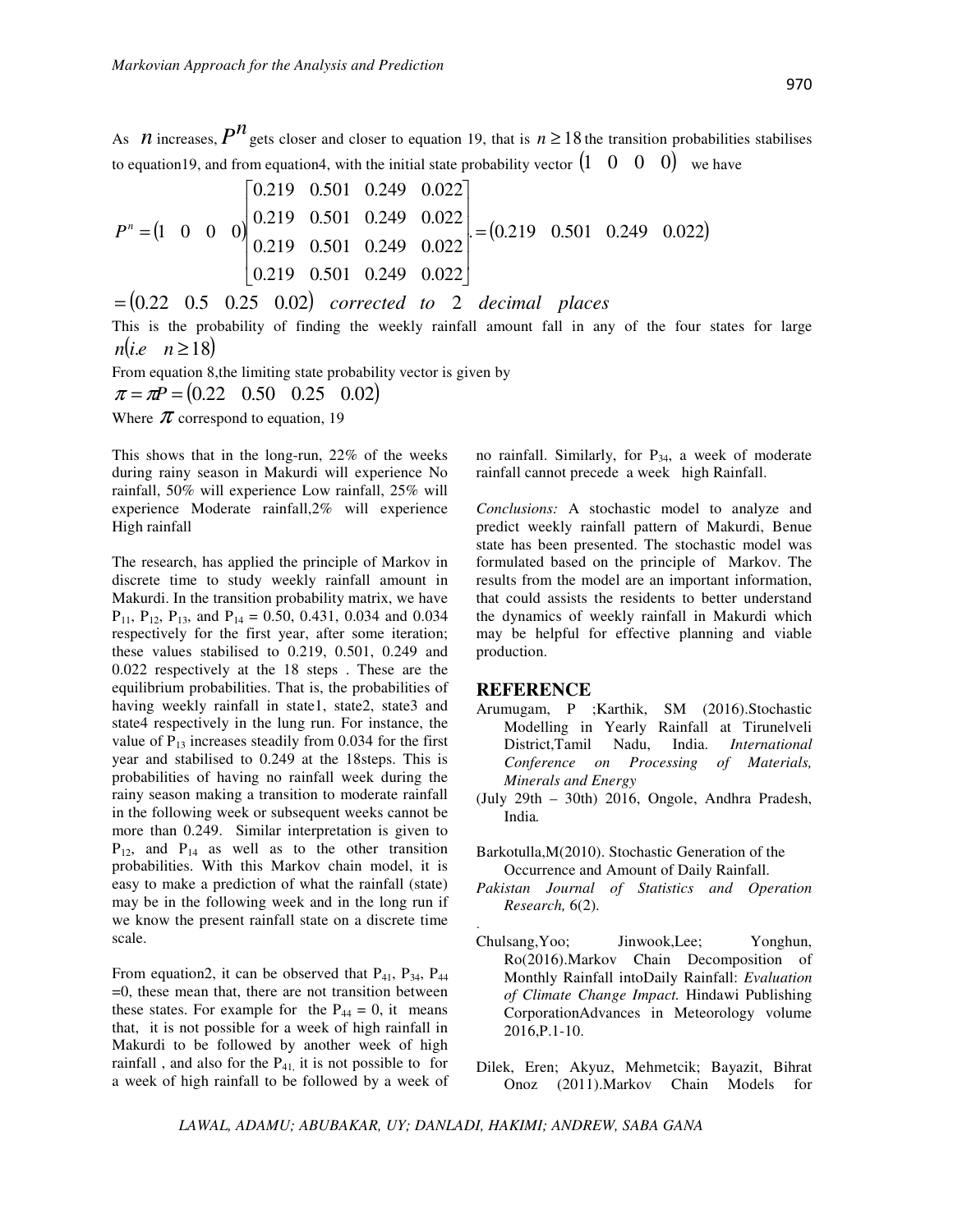As $n$ increases, $P^n$ gets closer and closer to equation 19, that is $n \geq 18$ the transition probabilities stabilises to equation19, and from equation4, with the initial state probability vector $(1 \quad 0 \quad 0 \quad 0)$ we have

$$P^n = (1 \quad 0 \quad 0 \quad 0)\begin{bmatrix} 0.219 & 0.501 & 0.249 & 0.022 \\ 0.219 & 0.501 & 0.249 & 0.022 \\ 0.219 & 0.501 & 0.249 & 0.022 \\ 0.219 & 0.501 & 0.249 & 0.022 \end{bmatrix}. = (0.219 \quad 0.501 \quad 0.249 \quad 0.022)$$

$= (0.22 \quad 0.5 \quad 0.25 \quad 0.02)$ *corrected to 2 decimal places*

This is the probability of finding the weekly rainfall amount fall in any of the four states for large $n(i.e \quad n \geq 18)$

From equation 8,the limiting state probability vector is given by

$\pi = \pi P = (0.22 \quad 0.50 \quad 0.25 \quad 0.02)$

Where $\pi$ correspond to equation, 19

This shows that in the long-run, 22% of the weeks during rainy season in Makurdi will experience No rainfall, 50% will experience Low rainfall, 25% will experience Moderate rainfall,2% will experience High rainfall

The research, has applied the principle of Markov in discrete time to study weekly rainfall amount in Makurdi. In the transition probability matrix, we have $P_{11}$, $P_{12}$, $P_{13}$, and $P_{14}$ = 0.50, 0.431, 0.034 and 0.034 respectively for the first year, after some iteration; these values stabilised to 0.219, 0.501, 0.249 and 0.022 respectively at the 18 steps . These are the equilibrium probabilities. That is, the probabilities of having weekly rainfall in state1, state2, state3 and state4 respectively in the lung run. For instance, the value of $P_{13}$ increases steadily from 0.034 for the first year and stabilised to 0.249 at the 18steps. This is probabilities of having no rainfall week during the rainy season making a transition to moderate rainfall in the following week or subsequent weeks cannot be more than 0.249. Similar interpretation is given to $P_{12}$, and $P_{14}$ as well as to the other transition probabilities. With this Markov chain model, it is easy to make a prediction of what the rainfall (state) may be in the following week and in the long run if we know the present rainfall state on a discrete time scale.

From equation2, it can be observed that $P_{41}$, $P_{34}$, $P_{44}$ =0, these mean that, there are not transition between these states. For example for the $P_{44} = 0$, it means that, it is not possible for a week of high rainfall in Makurdi to be followed by another week of high rainfall , and also for the $P_{41,}$ it is not possible to for a week of high rainfall to be followed by a week of no rainfall. Similarly, for $P_{34}$, a week of moderate rainfall cannot precede a week high Rainfall.

*Conclusions:* A stochastic model to analyze and predict weekly rainfall pattern of Makurdi, Benue state has been presented. The stochastic model was formulated based on the principle of Markov. The results from the model are an important information, that could assists the residents to better understand the dynamics of weekly rainfall in Makurdi which may be helpful for effective planning and viable production.

## REFERENCE

Arumugam, P ;Karthik, SM (2016).Stochastic Modelling in Yearly Rainfall at Tirunelveli District,Tamil Nadu, India. *International Conference on Processing of Materials, Minerals and Energy*

(July 29th – 30th) 2016, Ongole, Andhra Pradesh, India.

Barkotulla,M(2010). Stochastic Generation of the Occurrence and Amount of Daily Rainfall.

*Pakistan Journal of Statistics and Operation Research,* 6(2).

.

Chulsang,Yoo; Jinwook,Lee; Yonghun, Ro(2016).Markov Chain Decomposition of Monthly Rainfall intoDaily Rainfall: *Evaluation of Climate Change Impact.* Hindawi Publishing CorporationAdvances in Meteorology volume 2016,P.1-10.

Dilek, Eren; Akyuz, Mehmetcik; Bayazit, Bihrat Onoz (2011).Markov Chain Models for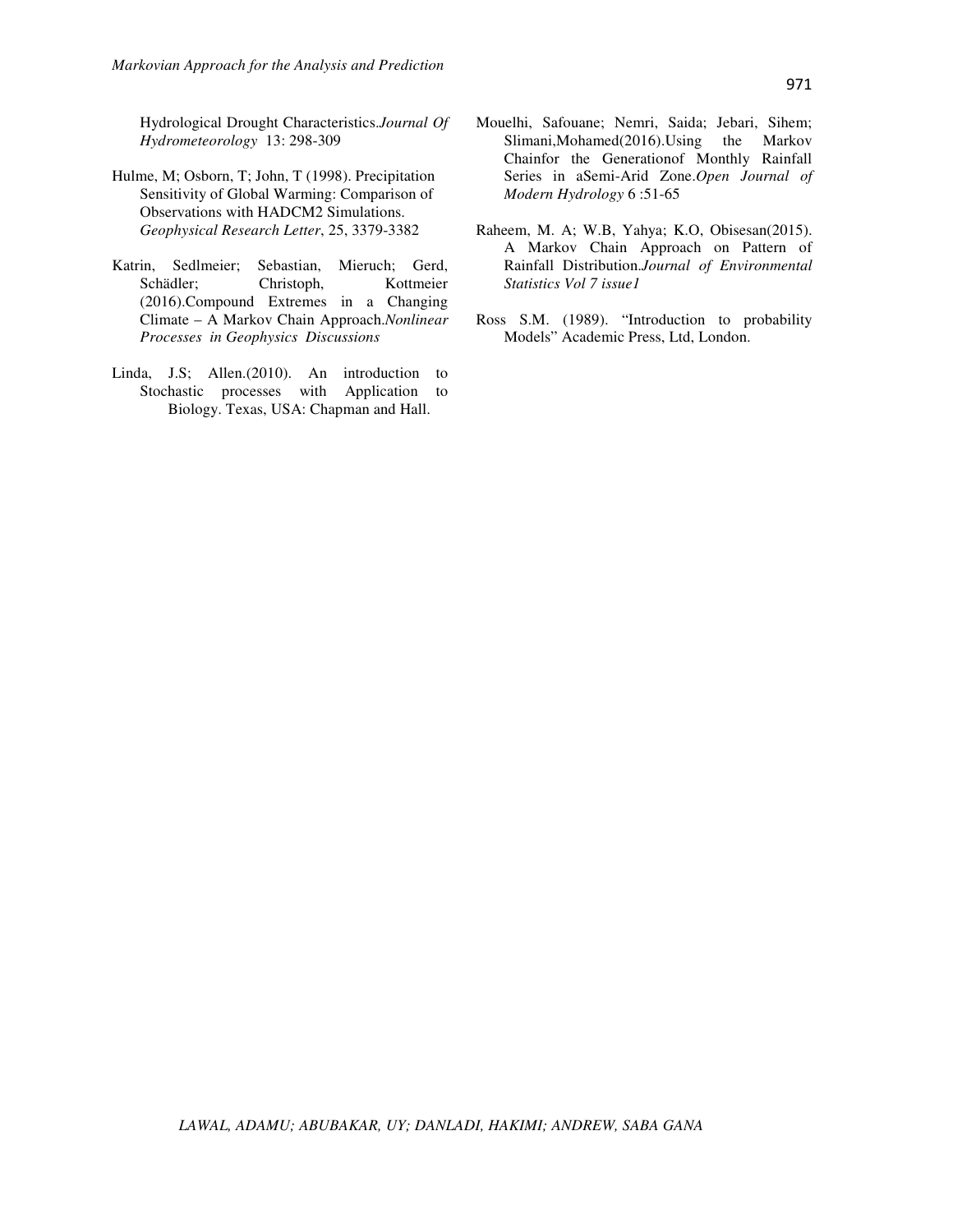Hydrological Drought Characteristics.*Journal Of Hydrometeorology* 13: 298-309

Hulme, M; Osborn, T; John, T (1998). Precipitation Sensitivity of Global Warming: Comparison of Observations with HADCM2 Simulations. *Geophysical Research Letter*, 25, 3379-3382

Katrin, Sedlmeier; Sebastian, Mieruch; Gerd, Schädler; Christoph, Kottmeier (2016).Compound Extremes in a Changing Climate – A Markov Chain Approach.*Nonlinear Processes in Geophysics Discussions*

Linda, J.S; Allen.(2010). An introduction to Stochastic processes with Application to Biology. Texas, USA: Chapman and Hall.

Mouelhi, Safouane; Nemri, Saida; Jebari, Sihem; Slimani,Mohamed(2016).Using the Markov Chainfor the Generationof Monthly Rainfall Series in aSemi-Arid Zone.*Open Journal of Modern Hydrology* 6 :51-65

Raheem, M. A; W.B, Yahya; K.O, Obisesan(2015). A Markov Chain Approach on Pattern of Rainfall Distribution.*Journal of Environmental Statistics Vol 7 issue1*

Ross S.M. (1989). "Introduction to probability Models" Academic Press, Ltd, London.